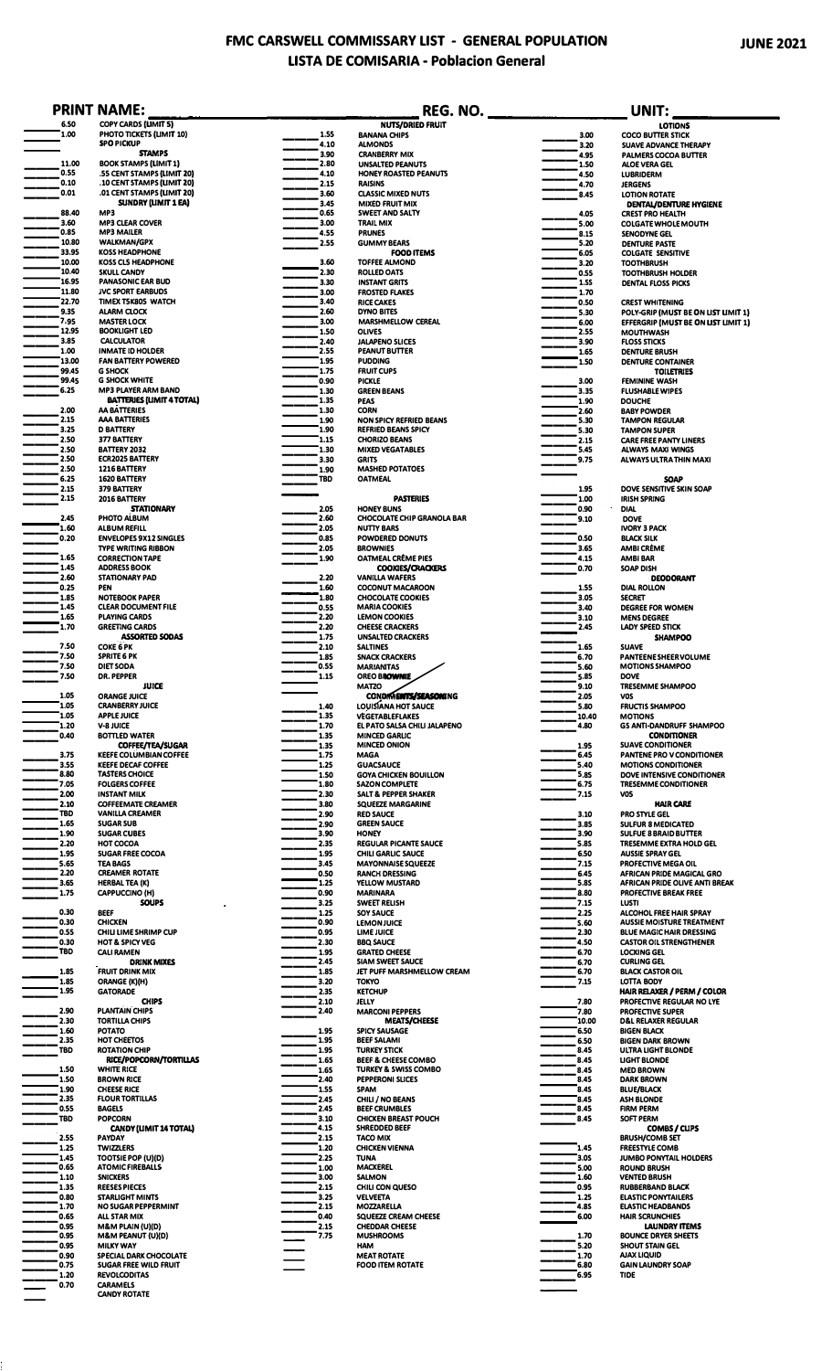# FMC CARSWELL COMMISSARY LIST - GENERAL POPULATION

## LISTA DE COMISARIA - Poblacion General

**JUNE 2021**

**PRINT NAME:** ____________________ **REG. NO.** ____________ **UNIT:** ____________

| Price | Item |
|---|---|
| 6.50 | COPY CARDS (LIMIT 5) |
| 1.00 | PHOTO TICKETS (LIMIT 10) |
| | SPO PICKUP |
| | **STAMPS** |
| 11.00 | BOOK STAMPS (LIMIT 1) |
| 0.55 | .55 CENT STAMPS (LIMIT 20) |
| 0.10 | .10 CENT STAMPS (LIMIT 20) |
| 0.01 | .01 CENT STAMPS (LIMIT 20) |
| | **SUNDRY (LIMIT 1 EA)** |
| 88.40 | MP3 |
| 3.60 | MP3 CLEAR COVER |
| 0.85 | MP3 MAILER |
| 10.80 | WALKMAN/GPX |
| 33.95 | KOSS HEADPHONE |
| 10.00 | KOSS CLS HEADPHONE |
| 10.40 | SKULL CANDY |
| 16.95 | PANASONIC EAR BUD |
| 11.80 | JVC SPORT EARBUDS |
| 22.70 | TIMEX T5K805 WATCH |
| 9.35 | ALARM CLOCK |
| 7.95 | MASTER LOCK |
| 12.95 | BOOKLIGHT LED |
| 3.85 | CALCULATOR |
| 1.00 | INMATE ID HOLDER |
| 13.00 | FAN BATTERY POWERED |
| 99.45 | G SHOCK |
| 99.45 | G SHOCK WHITE |
| 6.25 | MP3 PLAYER ARM BAND |
| | **BATTERIES (LIMIT 4 TOTAL)** |
| 2.00 | AA BATTERIES |
| 2.15 | AAA BATTERIES |
| 3.25 | D BATTERY |
| 2.50 | 377 BATTERY |
| 2.50 | BATTERY 2032 |
| 2.50 | ECR2025 BATTERY |
| 2.50 | 1216 BATTERY |
| 6.25 | 1620 BATTERY |
| 2.15 | 379 BATTERY |
| 2.15 | 2016 BATTERY |
| | **STATIONARY** |
| 2.45 | PHOTO ALBUM |
| 1.60 | ALBUM REFILL |
| 0.20 | ENVELOPES 9X12 SINGLES |
| | TYPE WRITING RIBBON |
| 1.65 | CORRECTION TAPE |
| 1.45 | ADDRESS BOOK |
| 2.60 | STATIONARY PAD |
| 0.25 | PEN |
| 1.85 | NOTEBOOK PAPER |
| 1.45 | CLEAR DOCUMENT FILE |
| 1.65 | PLAYING CARDS |
| 1.70 | GREETING CARDS |
| | **ASSORTED SODAS** |
| 7.50 | COKE 6 PK |
| 7.50 | SPRITE 6 PK |
| 7.50 | DIET SODA |
| 7.50 | DR. PEPPER |
| | **JUICE** |
| 1.05 | ORANGE JUICE |
| 1.05 | CRANBERRY JUICE |
| 1.05 | APPLE JUICE |
| 1.20 | V-8 JUICE |
| 0.40 | BOTTLED WATER |
| | **COFFEE/TEA/SUGAR** |
| 3.75 | KEEFE COLUMBIAN COFFEE |
| 3.55 | KEEFE DECAF COFFEE |
| 8.80 | TASTERS CHOICE |
| 7.05 | FOLGERS COFFEE |
| 2.00 | INSTANT MILK |
| 2.10 | COFFEEMATE CREAMER |
| TBD | VANILLA CREAMER |
| 1.65 | SUGAR SUB |
| 1.90 | SUGAR CUBES |
| 2.20 | HOT COCOA |
| 1.95 | SUGAR FREE COCOA |
| 5.65 | TEA BAGS |
| 2.20 | CREAMER ROTATE |
| 3.65 | HERBAL TEA (K) |
| 1.75 | CAPPUCCINO (H) |
| | **SOUPS** |
| 0.30 | BEEF |
| 0.30 | CHICKEN |
| 0.55 | CHILI LIME SHRIMP CUP |
| 0.30 | HOT & SPICY VEG |
| TBD | CALI RAMEN |
| | **DRINK MIXES** |
| 1.85 | FRUIT DRINK MIX |
| 1.85 | ORANGE (K)(H) |
| 1.95 | GATORADE |
| | **CHIPS** |
| 2.90 | PLANTAIN CHIPS |
| 2.30 | TORTILLA CHIPS |
| 1.60 | POTATO |
| 2.35 | HOT CHEETOS |
| TBD | ROTATION CHIP |
| | **RICE/POPCORN/TORTILLAS** |
| 1.50 | WHITE RICE |
| 1.50 | BROWN RICE |
| 1.90 | CHEESE RICE |
| 2.35 | FLOUR TORTILLAS |
| 0.55 | BAGELS |
| TBD | POPCORN |
| | **CANDY (LIMIT 14 TOTAL)** |
| 2.55 | PAYDAY |
| 1.25 | TWIZZLERS |
| 1.45 | TOOTSIE POP (U)(D) |
| 0.65 | ATOMIC FIREBALLS |
| 1.10 | SNICKERS |
| 1.35 | REESES PIECES |
| 0.80 | STARLIGHT MINTS |
| 1.70 | NO SUGAR PEPPERMINT |
| 0.65 | ALL STAR MIX |
| 0.95 | M&M PLAIN (U)(D) |
| 0.95 | M&M PEANUT (U)(D) |
| 0.95 | MILKY WAY |
| 0.90 | SPECIAL DARK CHOCOLATE |
| 0.75 | SUGAR FREE WILD FRUIT |
| 1.20 | REVOLCODITAS |
| 0.70 | CARAMELS |
| | CANDY ROTATE |

| Price | Item |
|---|---|
| | **NUTS/DRIED FRUIT** |
| 1.55 | BANANA CHIPS |
| 4.10 | ALMONDS |
| 3.90 | CRANBERRY MIX |
| 2.80 | UNSALTED PEANUTS |
| 4.10 | HONEY ROASTED PEANUTS |
| 2.15 | RAISINS |
| 3.60 | CLASSIC MIXED NUTS |
| 3.45 | MIXED FRUIT MIX |
| 0.65 | SWEET AND SALTY |
| 3.00 | TRAIL MIX |
| 4.55 | PRUNES |
| 2.55 | GUMMY BEARS |
| | **FOOD ITEMS** |
| 3.60 | TOFFEE ALMOND |
| 2.30 | ROLLED OATS |
| 3.30 | INSTANT GRITS |
| 3.00 | FROSTED FLAKES |
| 3.40 | RICE CAKES |
| 2.60 | DYNO BITES |
| 3.00 | MARSHMELLOW CEREAL |
| 1.50 | OLIVES |
| 2.40 | JALAPENO SLICES |
| 2.55 | PEANUT BUTTER |
| 1.95 | PUDDING |
| 1.75 | FRUIT CUPS |
| 0.90 | PICKLE |
| 1.30 | GREEN BEANS |
| 1.35 | PEAS |
| 1.30 | CORN |
| 1.90 | NON SPICY REFRIED BEANS |
| 1.90 | REFRIED BEANS SPICY |
| 1.15 | CHORIZO BEANS |
| 1.30 | MIXED VEGATABLES |
| 3.30 | GRITS |
| 1.90 | MASHED POTATOES |
| TBD | OATMEAL |
| | **PASTERIES** |
| 2.05 | HONEY BUNS |
| 2.60 | CHOCOLATE CHIP GRANOLA BAR |
| 2.05 | NUTTY BARS |
| 0.85 | POWDERED DONUTS |
| 2.05 | BROWNIES |
| 1.90 | OATMEAL CRÈME PIES |
| | **COOKIES/CRACKERS** |
| 2.20 | VANILLA WAFERS |
| 1.60 | COCONUT MACAROON |
| 1.80 | CHOCOLATE COOKIES |
| 0.55 | MARIA COOKIES |
| 2.20 | LEMON COOKIES |
| 2.20 | CHEESE CRACKERS |
| 1.75 | UNSALTED CRACKERS |
| 2.10 | SALTINES |
| 1.85 | SNACK CRACKERS |
| 0.55 | MARIANITAS |
| 1.15 | OREO BROWNIE |
| | MATZO |
| | **CONDIMENTS/SEASONING** |
| 1.40 | LOUISIANA HOT SAUCE |
| 1.35 | VEGETABLEFLAKES |
| 1.70 | EL PATO SALSA CHILI JALAPENO |
| 1.35 | MINCED GARLIC |
| 1.35 | MINCED ONION |
| 1.75 | MAGA |
| 1.25 | GUACSAUCE |
| 1.50 | GOYA CHICKEN BOUILLON |
| 1.80 | SAZON COMPLETE |
| 2.30 | SALT & PEPPER SHAKER |
| 3.80 | SQUEEZE MARGARINE |
| 2.90 | RED SAUCE |
| 2.90 | GREEN SAUCE |
| 3.90 | HONEY |
| 2.35 | REGULAR PICANTE SAUCE |
| 1.95 | CHILI GARLIC SAUCE |
| 3.45 | MAYONNAISE SQUEEZE |
| 0.50 | RANCH DRESSING |
| 1.25 | YELLOW MUSTARD |
| 0.90 | MARINARA |
| 3.25 | SWEET RELISH |
| 1.25 | SOY SAUCE |
| 0.90 | LEMON JUICE |
| 0.95 | LIME JUICE |
| 2.30 | BBQ SAUCE |
| 1.95 | GRATED CHEESE |
| 2.45 | SIAM SWEET SAUCE |
| 1.85 | JET PUFF MARSHMELLOW CREAM |
| 3.20 | TOKYO |
| 2.35 | KETCHUP |
| 2.10 | JELLY |
| 2.40 | MARCONI PEPPERS |
| | **MEATS/CHEESE** |
| 1.95 | SPICY SAUSAGE |
| 1.95 | BEEF SALAMI |
| 1.95 | TURKEY STICK |
| 1.65 | BEEF & CHEESE COMBO |
| 1.65 | TURKEY & SWISS COMBO |
| 2.40 | PEPPERONI SLICES |
| 1.55 | SPAM |
| 2.45 | CHILI / NO BEANS |
| 2.45 | BEEF CRUMBLES |
| 3.10 | CHICKEN BREAST POUCH |
| 4.15 | SHREDDED BEEF |
| 2.15 | TACO MIX |
| 1.20 | CHICKEN VIENNA |
| 2.25 | TUNA |
| 1.00 | MACKEREL |
| 3.00 | SALMON |
| 2.15 | CHILI CON QUESO |
| 3.25 | VELVEETA |
| 2.15 | MOZZARELLA |
| 0.40 | SQUEEZE CREAM CHEESE |
| 2.15 | CHEDDAR CHEESE |
| 7.75 | MUSHROOMS |
| | HAM |
| | MEAT ROTATE |
| | FOOD ITEM ROTATE |

| Price | Item |
|---|---|
| | **LOTIONS** |
| 3.00 | COCO BUTTER STICK |
| 3.20 | SUAVE ADVANCE THERAPY |
| 4.95 | PALMERS COCOA BUTTER |
| 1.50 | ALOE VERA GEL |
| 4.50 | LUBRIDERM |
| 4.70 | JERGENS |
| 8.45 | LOTION ROTATE |
| | **DENTAL/DENTURE HYGIENE** |
| 4.05 | CREST PRO HEALTH |
| 5.00 | COLGATE WHOLE MOUTH |
| 8.15 | SENODYNE GEL |
| 5.20 | DENTURE PASTE |
| 6.05 | COLGATE SENSITIVE |
| 3.20 | TOOTHBRUSH |
| 0.55 | TOOTHBRUSH HOLDER |
| 1.55 | DENTAL FLOSS PICKS |
| 1.70 | |
| 0.50 | CREST WHITENING |
| 5.30 | POLY-GRIP (MUST BE ON LIST LIMIT 1) |
| 6.00 | EFFERGRIP (MUST BE ON LIST LIMIT 1) |
| 2.55 | MOUTHWASH |
| 3.90 | FLOSS STICKS |
| 1.65 | DENTURE BRUSH |
| 1.50 | DENTURE CONTAINER |
| | **TOILETRIES** |
| 3.00 | FEMININE WASH |
| 3.35 | FLUSHABLE WIPES |
| 1.90 | DOUCHE |
| 2.60 | BABY POWDER |
| 5.30 | TAMPON REGULAR |
| 5.30 | TAMPON SUPER |
| 2.15 | CARE FREE PANTY LINERS |
| 5.45 | ALWAYS MAXI WINGS |
| 9.75 | ALWAYS ULTRA THIN MAXI |
| | **SOAP** |
| 1.95 | DOVE SENSITIVE SKIN SOAP |
| 1.00 | IRISH SPRING |
| 0.90 | DIAL |
| 9.10 | DOVE |
| | IVORY 3 PACK |
| 0.50 | BLACK SILK |
| 3.65 | AMBI CRÈME |
| 4.15 | AMBI BAR |
| 0.70 | SOAP DISH |
| | **DEODORANT** |
| 1.55 | DIAL ROLLON |
| 3.05 | SECRET |
| 3.40 | DEGREE FOR WOMEN |
| 3.10 | MENS DEGREE |
| 2.45 | LADY SPEED STICK |
| | **SHAMPOO** |
| 1.65 | SUAVE |
| 6.70 | PANTEENE SHEER VOLUME |
| 5.60 | MOTIONS SHAMPOO |
| 5.85 | DOVE |
| 9.10 | TRESEMME SHAMPOO |
| 2.05 | VO5 |
| 5.80 | FRUCTIS SHAMPOO |
| 10.40 | MOTIONS |
| 4.80 | GS ANTI-DANDRUFF SHAMPOO |
| | **CONDITIONER** |
| 1.95 | SUAVE CONDITIONER |
| 6.45 | PANTENE PRO V CONDITIONER |
| 5.40 | MOTIONS CONDITIONER |
| 5.85 | DOVE INTENSIVE CONDITIONER |
| 6.75 | TRESEMME CONDITIONER |
| 7.15 | VO5 |
| | **HAIR CARE** |
| 3.10 | PRO STYLE GEL |
| 3.85 | SULFUR 8 MEDICATED |
| 3.90 | SULFUR 8 BRAID BUTTER |
| 5.85 | TRESEMME EXTRA HOLD GEL |
| 6.50 | AUSSIE SPRAY GEL |
| 7.15 | PROFECTIVE MEGA OIL |
| 6.45 | AFRICAN PRIDE MAGICAL GRO |
| 5.85 | AFRICAN PRIDE OLIVE ANTI BREAK |
| 8.80 | PROFECTIVE BREAK FREE |
| 7.15 | LUSTI |
| 2.25 | ALCOHOL FREE HAIR SPRAY |
| 5.60 | AUSSIE MOISTURE TREATMENT |
| 2.30 | BLUE MAGIC HAIR DRESSING |
| 4.50 | CASTOR OIL STRENGTHENER |
| 6.70 | LOCKING GEL |
| 6.70 | CURLING GEL |
| 6.70 | BLACK CASTOR OIL |
| 7.15 | LOTTA BODY |
| | **HAIR RELAXER / PERM / COLOR** |
| 7.80 | PROFECTIVE REGULAR NO LYE |
| 7.80 | PROFECTIVE SUPER |
| 10.00 | D&L RELAXER REGULAR |
| 6.50 | BIGEN BLACK |
| 6.50 | BIGEN DARK BROWN |
| 8.45 | ULTRA LIGHT BLONDE |
| 8.45 | LIGHT BLONDE |
| 8.45 | MED BROWN |
| 8.45 | DARK BROWN |
| 8.45 | BLUE/BLACK |
| 8.45 | ASH BLONDE |
| 8.45 | FIRM PERM |
| 8.45 | SOFT PERM |
| | **COMBS / CLIPS** |
| | BRUSH/COMB SET |
| 1.45 | FREESTYLE COMB |
| 3.05 | JUMBO PONYTAIL HOLDERS |
| 5.00 | ROUND BRUSH |
| 1.60 | VENTED BRUSH |
| 0.95 | RUBBERBAND BLACK |
| 1.25 | ELASTIC PONYTAILERS |
| 4.85 | ELASTIC HEADBANDS |
| 6.00 | HAIR SCRUNCHIES |
| | **LAUNDRY ITEMS** |
| 1.70 | BOUNCE DRYER SHEETS |
| 5.20 | SHOUT STAIN GEL |
| 1.70 | AJAX LIQUID |
| 6.80 | GAIN LAUNDRY SOAP |
| 6.95 | TIDE |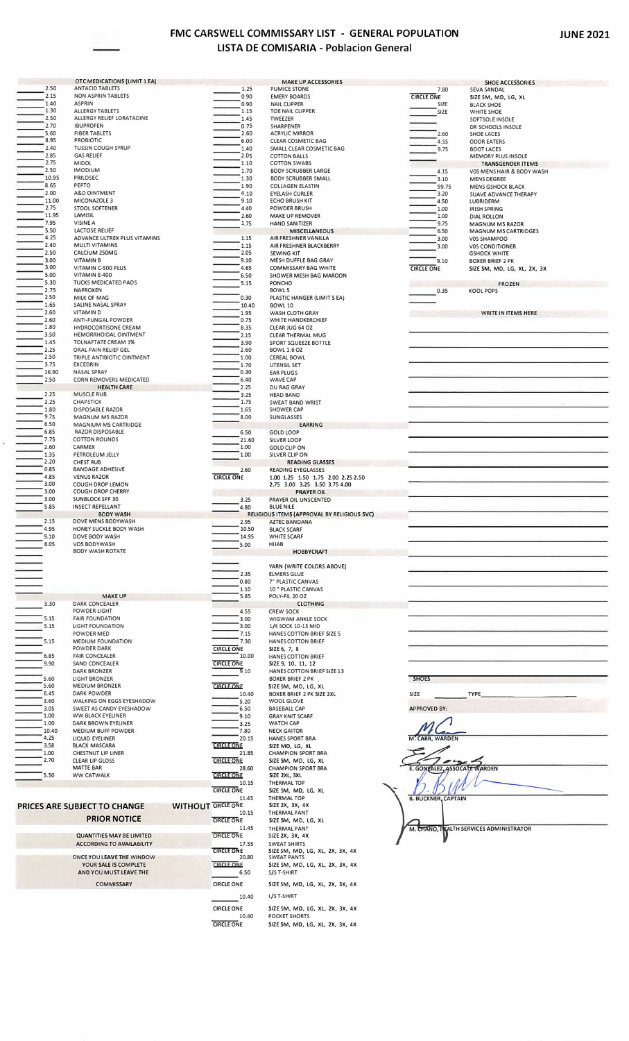# FMC CARSWELL COMMISSARY LIST - GENERAL POPULATION

**JUNE 2021**

## LISTA DE COMISARIA - Poblacion General

### OTC MEDICATIONS (LIMIT 1 EA)

| Price | Item |
|---|---|
| 2.50 | ANTACID TABLETS |
| 2.15 | NON ASPRIN TABLETS |
| 1.40 | ASPRIN |
| 1.30 | ALLERGY TABLETS |
| 2.50 | ALLERGY RELIEF LORATADINE |
| 2.70 | IBUPROFEN |
| 5.60 | FIBER TABLETS |
| 8.95 | PROBIOTIC |
| 2.40 | TUSSIN COUGH SYRUP |
| 2.85 | GAS RELIEF |
| 2.75 | MIDOL |
| 2.50 | IMODIUM |
| 10.95 | PRILOSEC |
| 8.65 | PEPTO |
| 2.00 | A&D OINTMENT |
| 11.00 | MICONAZOLE 3 |
| 2.75 | STOOL SOFTENER |
| 11.95 | LAMISIL |
| 7.95 | VISINE A |
| 5.50 | LACTOSE RELIEF |
| 4.25 | ADVANCE ULTREX PLUS VITAMINS |
| 2.40 | MULTI VITAMINS |
| 2.50 | CALCIUM 250MG |
| 3.00 | VITAMIN B |
| 3.00 | VITAMIN C-500 PLUS |
| 5.00 | VITAMIN E-400 |
| 5.30 | TUCKS MEDICATED PADS |
| 2.75 | NAPROXEN |
| 2.50 | MILK OF MAG |
| 1.65 | SALINE NASAL SPRAY |
| 2.60 | VITAMIN D |
| 2.60 | ANTI-FUNGAL POWDER |
| 1.80 | HYDROCORTISONE CREAM |
| 3.50 | HEMORRHOIDAL OINTMENT |
| 1.45 | TOLNAFTATE CREAM 1% |
| 2.25 | ORAL PAIN RELIEF GEL |
| 2.50 | TRIPLE ANTIBIOTIC OINTMENT |
| 3.75 | EXCEDRIN |
| 16.90 | NASAL SPRAY |
| 2.50 | CORN REMOVERS MEDICATED |

### HEALTH CARE

| Price | Item |
|---|---|
| 2.25 | MUSCLE RUB |
| 2.25 | CHAPSTICK |
| 1.80 | DISPOSABLE RAZOR |
| 9.75 | MAGNUM M5 RAZOR |
| 6.50 | MAGNUM M5 CARTRIDGE |
| 6.85 | RAZOR DISPOSABLE |
| 7.75 | COTTON ROUNDS |
| 2.60 | CARMEX |
| 1.35 | PETROLEUM JELLY |
| 2.20 | CHEST RUB |
| 0.85 | BANDAGE ADHESIVE |
| 4.85 | VENUS RAZOR |
| 3.00 | COUGH DROP LEMON |
| 3.00 | COUGH DROP CHERRY |
| 3.00 | SUNBLOCK SPF 30 |
| 5.85 | INSECT REPELLANT |

### BODY WASH

| Price | Item |
|---|---|
| 2.15 | DOVE MENS BODYWASH |
| 4.95 | HONEY SUCKLE BODY WASH |
| 9.10 | DOVE BODY WASH |
| 6.05 | VO5 BODYWASH |
| | BODY WASH ROTATE |

### MAKE UP

| Price | Item |
|---|---|
| 3.30 | DARK CONCEALER |
| | POWDER LIGHT |
| 5.15 | FAIR FOUNDATION |
| 5.15 | LIGHT FOUNDATION |
| | POWDER MED |
| 5.15 | MEDIUM FOUNDATION |
| | POWDER DARK |
| 6.85 | FAIR CONCEALER |
| 9.90 | SAND CONCEALER |
| | DARK BRONZER |
| 5.60 | LIGHT BRONZER |
| 5.60 | MEDIUM BRONZER |
| 6.45 | DARK POWDER |
| 3.60 | WALKING ON EGGS EYESHADOW |
| 3.05 | SWEET AS CANDY EYESHADOW |
| 1.00 | WW BLACK EYELINER |
| 1.00 | DARK BROWN EYELINER |
| 10.40 | MEDIUM BUFF POWDER |
| 4.25 | LIQUID EYELINER |
| 3.58 | BLACK MASCARA |
| 1.00 | CHESTNUT LIP LINER |
| 2.70 | CLEAR LIP GLOSS |
| | MATTE BAR |
| 5.50 | WW CATWALK |

**PRICES ARE SUBJECT TO CHANGE WITHOUT PRIOR NOTICE**

QUANTITIES MAY BE LIMITED ACCORDING TO AVAILABILITY

ONCE YOU LEAVE THE WINDOW YOUR SALE IS COMPLETE AND YOU MUST LEAVE THE COMMISSARY

### MAKE UP ACCESSORIES

| Price | Item |
|---|---|
| 1.25 | PUMICE STONE |
| 0.90 | EMERY BOARDS |
| 0.90 | NAIL CLIPPER |
| 1.15 | TOE NAIL CLIPPER |
| 1.45 | TWEEZER |
| 0.75 | SHARPENER |
| 2.60 | ACRYLIC MIRROR |
| 6.00 | CLEAR COSMETIC BAG |
| 1.40 | SMALL CLEAR COSMETIC BAG |
| 2.05 | COTTON BALLS |
| 1.10 | COTTON SWABS |
| 1.70 | BODY SCRUBBER LARGE |
| 1.30 | BODY SCRUBBER SMALL |
| 1.90 | COLLAGEN ELASTIN |
| 4.10 | EYELASH CURLER |
| 9.10 | ECHO BRUSH KIT |
| 4.40 | POWDER BRUSH |
| 2.60 | MAKE UP REMOVER |
| 1.75 | HAND SANITIZER |

### MISCELLANEOUS

| Price | Item |
|---|---|
| 1.15 | AIR FRESHNER VANILLA |
| 1.15 | AIR FRESHNER BLACKBERRY |
| 2.05 | SEWING KIT |
| 9.10 | MESH DUFFLE BAG GRAY |
| 4.65 | COMMISSARY BAG WHITE |
| 6.50 | SHOWER MESH BAG MAROON |
| 5.15 | PONCHO |
| | BOWL 5 |
| 0.30 | PLASTIC HANGER (LIMIT 5 EA) |
| 10.40 | BOWL 10 |
| 1.95 | WASH CLOTH GRAY |
| 0.75 | WHITE HANDKERCHIEF |
| 8.35 | CLEAR JUG 64 OZ |
| 2.15 | CLEAR THERMAL MUG |
| 3.90 | SPORT SQUEEZE BOTTLE |
| 2.60 | BOWL 1.6 OZ |
| 1.00 | CEREAL BOWL |
| 1.70 | UTENSIL SET |
| 0.30 | EAR PLUGS |
| 6.40 | WAVE CAP |
| 2.25 | DU RAG GRAY |
| 3.25 | HEAD BAND |
| 1.75 | SWEAT BAND WRIST |
| 1.65 | SHOWER CAP |
| 8.00 | SUNGLASSES |

### EARRING

| Price | Item |
|---|---|
| 6.50 | GOLD LOOP |
| 21.60 | SILVER LOOP |
| 1.00 | GOLD CLIP ON |
| 1.00 | SILVER CLIP ON |

### READING GLASSES

| Price | Item |
|---|---|
| 2.60 | READING EYEGLASSES |
| CIRCLE ONE | 1.00 1.25 1.50 1.75 2.00 2.25 2.50 2.75 3.00 3.25 3.50 3.75 4.00 |

### PRAYER OIL

| Price | Item |
|---|---|
| 3.25 | PRAYER OIL UNSCENTED |
| 4.80 | BLUE NILE |

### RELIGIOUS ITEMS (APPROVAL BY RELIGIOUS SVC)

| Price | Item |
|---|---|
| 2.95 | AZTEC BANDANA |
| 10.50 | BLACK SCARF |
| 14.95 | WHITE SCARF |
| 5.00 | HIJAB |

### HOBBYCRAFT

| Price | Item |
|---|---|
| | YARN (WRITE COLORS ABOVE) |
| 2.35 | ELMERS GLUE |
| 0.80 | 7" PLASTIC CANVAS |
| 1.10 | 10 " PLASTIC CANVAS |
| 5.85 | POLY-FIL 20 OZ |

### CLOTHING

| Price | Item |
|---|---|
| 4.55 | CREW SOCK |
| 3.00 | WIGWAM ANKLE SOCK |
| 3.00 | 1/4 SOCK 10-13 MID |
| 7.15 | HANES COTTON BRIEF SIZE 5 |
| 7.30 | HANES COTTON BRIEF |
| CIRCLE ONE | SIZE 6, 7, 8 |
| 10.00 | HANES COTTON BRIEF |
| CIRCLE ONE | SIZE 9, 10, 11, 12 |
| 9.10 | HANES COTTON BRIEF SIZE 13 |
| | BOXER BRIEF 2 PK |
| CIRCLE ONE | SIZE SM, MD, LG, XL |
| 10.40 | BOXER BRIEF 2 PK SIZE 2XL |
| 5.20 | WOOL GLOVE |
| 6.50 | BASEBALL CAP |
| 9.10 | GRAY KNIT SCARF |
| 3.25 | WATCH CAP |
| 7.80 | NECK GAITOR |
| 20.15 | HANES SPORT BRA |
| CIRCLE ONE | SIZE MD, LG, XL |
| 21.85 | CHAMPION SPORT BRA |
| CIRCLE ONE | SIZE SM, MD, LG, XL |
| 28.60 | CHAMPION SPORT BRA |
| CIRCLE ONE | SIZE 2XL, 3XL |
| 10.15 | THERMAL TOP |
| CIRCLE ONE | SIZE SM, MD, LG, XL |
| 11.45 | THERMAL TOP |
| CIRCLE ONE | SIZE 2X, 3X, 4X |
| 10.15 | THERMAL PANT |
| CIRCLE ONE | SIZE SM, MD, LG, XL |
| 11.45 | THERMAL PANT |
| CIRCLE ONE | SIZE 2X, 3X, 4X |
| 17.55 | SWEAT SHIRTS |
| CIRCLE ONE | SIZE SM, MD, LG, XL, 2X, 3X, 4X |
| 20.80 | SWEAT PANTS |
| CIRCLE ONE | SIZE SM, MD, LG, XL, 2X, 3X, 4X |
| 6.50 | S/S T-SHIRT |
| CIRCLE ONE | SIZE SM, MD, LG, XL, 2X, 3X, 4X |
| 10.40 | L/S T-SHIRT |
| CIRCLE ONE | SIZE SM, MD, LG, XL, 2X, 3X, 4X |
| 10.40 | POCKET SHORTS |
| CIRCLE ONE | SIZE SM, MD, LG, XL, 2X, 3X, 4X |

### SHOE ACCESSORIES

| Price | Item |
|---|---|
| 7.80 | SEVA SANDAL |
| CIRCLE ONE | SIZE SM, MD, LG, XL |
| SIZE | BLACK SHOE |
| SIZE | WHITE SHOE |
| | SOFTSOLE INSOLE |
| | DR SCHOOLS INSOLE |
| 2.60 | SHOE LACES |
| 4.55 | ODOR EATERS |
| 9.75 | BOOT LACES |
| | MEMORY PLUS INSOLE |

### TRANSGENDER ITEMS

| Price | Item |
|---|---|
| 4.15 | VO5 MENS HAIR & BODY WASH |
| 3.10 | MENS DEGREE |
| 99.75 | MENS GSHOCK BLACK |
| 3.20 | SUAVE ADVANCE THERAPY |
| 4.50 | LUBRIDERM |
| 1.00 | IRISH SPRING |
| 1.00 | DIAL ROLLON |
| 9.75 | MAGNUM M5 RAZOR |
| 6.50 | MAGNUM M5 CARTRIDGES |
| 3.00 | VO5 SHAMPOO |
| 3.00 | VO5 CONDITIONER |
| | GSHOCK WHITE |
| 9.10 | BOXER BRIEF 2 PK |
| CIRCLE ONE | SIZE SM, MD, LG, XL, 2X, 3X |

### FROZEN

| Price | Item |
|---|---|
| 0.35 | KOOL POPS |

### WRITE IN ITEMS HERE

SHOES

SIZE ________ TYPE ________

APPROVED BY:

M. CARR, WARDEN

E. GONZALEZ, ASSOCIATE WARDEN

B. BUCKNER, CAPTAIN

M. CHANG, HEALTH SERVICES ADMINISTRATOR